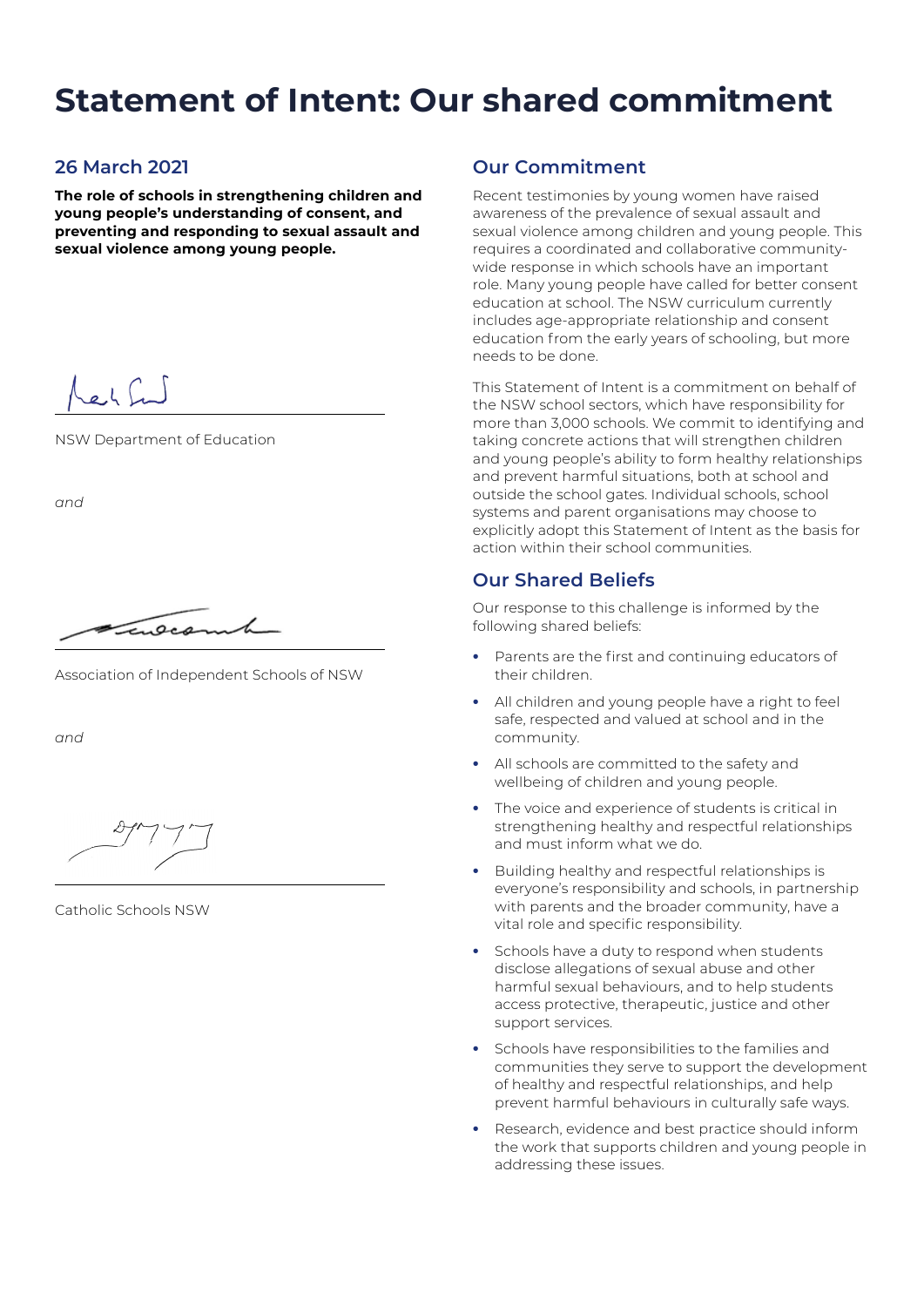# Statement of Intent: Our shared commitment

## 26 March 2021

**The role of schools in strengthening children and young people's understanding of consent, and preventing and responding to sexual assault and sexual violence among young people.**

NSW Department of Education

*and*

Association of Independent Schools of NSW

*and*

Catholic Schools NSW

## Our Commitment

Recent testimonies by young women have raised awareness of the prevalence of sexual assault and sexual violence among children and young people. This requires a coordinated and collaborative community-wide response in which schools have an important role. Many young people have called for better consent education at school. The NSW curriculum currently includes age-appropriate relationship and consent education from the early years of schooling, but more needs to be done.

This Statement of Intent is a commitment on behalf of the NSW school sectors, which have responsibility for more than 3,000 schools. We commit to identifying and taking concrete actions that will strengthen children and young people's ability to form healthy relationships and prevent harmful situations, both at school and outside the school gates. Individual schools, school systems and parent organisations may choose to explicitly adopt this Statement of Intent as the basis for action within their school communities.

## Our Shared Beliefs

Our response to this challenge is informed by the following shared beliefs:

- Parents are the first and continuing educators of their children.
- All children and young people have a right to feel safe, respected and valued at school and in the community.
- All schools are committed to the safety and wellbeing of children and young people.
- The voice and experience of students is critical in strengthening healthy and respectful relationships and must inform what we do.
- Building healthy and respectful relationships is everyone's responsibility and schools, in partnership with parents and the broader community, have a vital role and specific responsibility.
- Schools have a duty to respond when students disclose allegations of sexual abuse and other harmful sexual behaviours, and to help students access protective, therapeutic, justice and other support services.
- Schools have responsibilities to the families and communities they serve to support the development of healthy and respectful relationships, and help prevent harmful behaviours in culturally safe ways.
- Research, evidence and best practice should inform the work that supports children and young people in addressing these issues.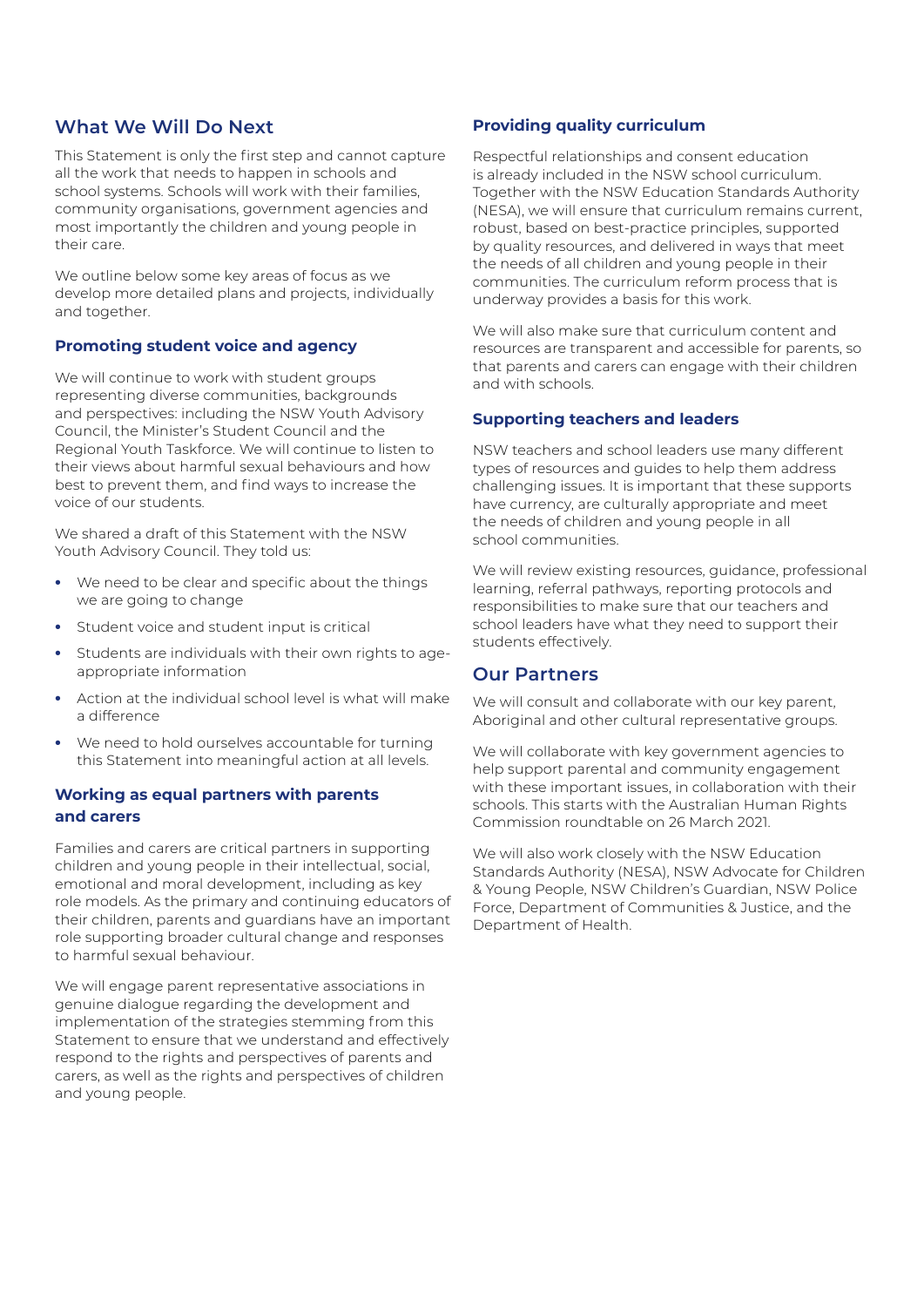## What We Will Do Next

This Statement is only the first step and cannot capture all the work that needs to happen in schools and school systems. Schools will work with their families, community organisations, government agencies and most importantly the children and young people in their care.

We outline below some key areas of focus as we develop more detailed plans and projects, individually and together.

### Promoting student voice and agency

We will continue to work with student groups representing diverse communities, backgrounds and perspectives: including the NSW Youth Advisory Council, the Minister's Student Council and the Regional Youth Taskforce. We will continue to listen to their views about harmful sexual behaviours and how best to prevent them, and find ways to increase the voice of our students.

We shared a draft of this Statement with the NSW Youth Advisory Council. They told us:

- We need to be clear and specific about the things we are going to change
- Student voice and student input is critical
- Students are individuals with their own rights to age-appropriate information
- Action at the individual school level is what will make a difference
- We need to hold ourselves accountable for turning this Statement into meaningful action at all levels.

### Working as equal partners with parents and carers

Families and carers are critical partners in supporting children and young people in their intellectual, social, emotional and moral development, including as key role models. As the primary and continuing educators of their children, parents and guardians have an important role supporting broader cultural change and responses to harmful sexual behaviour.

We will engage parent representative associations in genuine dialogue regarding the development and implementation of the strategies stemming from this Statement to ensure that we understand and effectively respond to the rights and perspectives of parents and carers, as well as the rights and perspectives of children and young people.

### Providing quality curriculum

Respectful relationships and consent education is already included in the NSW school curriculum. Together with the NSW Education Standards Authority (NESA), we will ensure that curriculum remains current, robust, based on best-practice principles, supported by quality resources, and delivered in ways that meet the needs of all children and young people in their communities. The curriculum reform process that is underway provides a basis for this work.

We will also make sure that curriculum content and resources are transparent and accessible for parents, so that parents and carers can engage with their children and with schools.

### Supporting teachers and leaders

NSW teachers and school leaders use many different types of resources and guides to help them address challenging issues. It is important that these supports have currency, are culturally appropriate and meet the needs of children and young people in all school communities.

We will review existing resources, guidance, professional learning, referral pathways, reporting protocols and responsibilities to make sure that our teachers and school leaders have what they need to support their students effectively.

## Our Partners

We will consult and collaborate with our key parent, Aboriginal and other cultural representative groups.

We will collaborate with key government agencies to help support parental and community engagement with these important issues, in collaboration with their schools. This starts with the Australian Human Rights Commission roundtable on 26 March 2021.

We will also work closely with the NSW Education Standards Authority (NESA), NSW Advocate for Children & Young People, NSW Children's Guardian, NSW Police Force, Department of Communities & Justice, and the Department of Health.